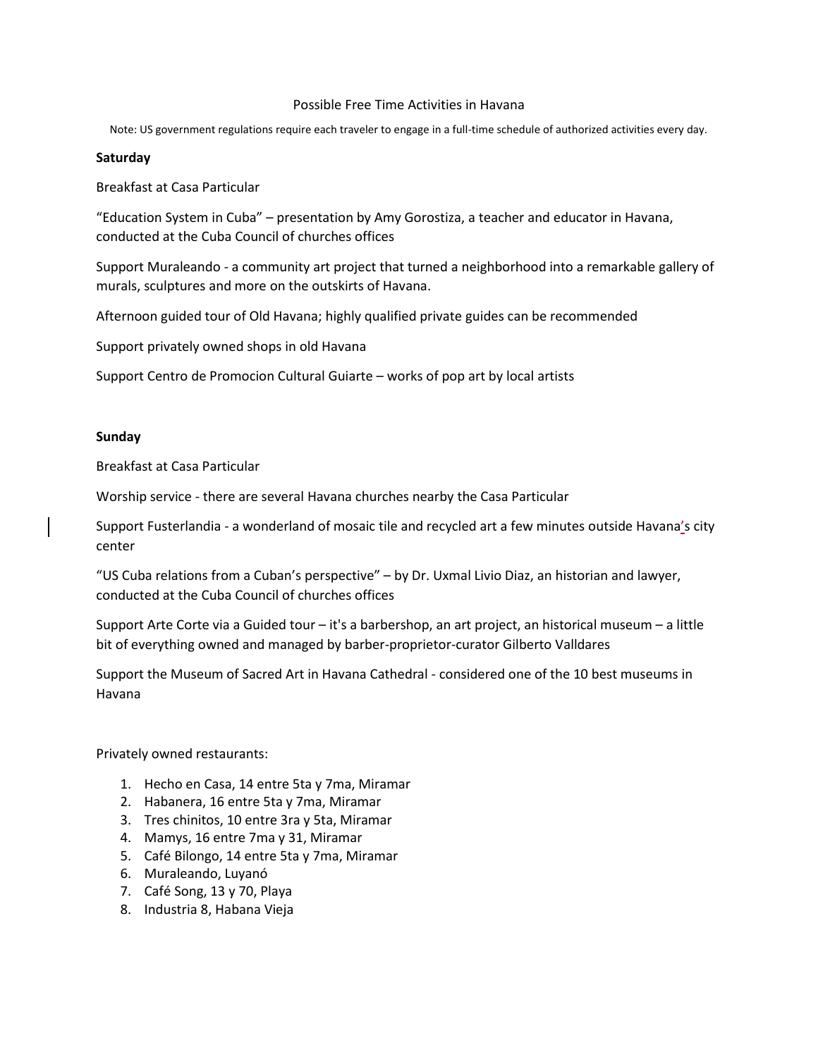# Possible Free Time Activities in Havana

Note: US government regulations require each traveler to engage in a full-time schedule of authorized activities every day.

**Saturday**

Breakfast at Casa Particular

“Education System in Cuba” – presentation by Amy Gorostiza, a teacher and educator in Havana, conducted at the Cuba Council of churches offices

Support Muraleando - a community art project that turned a neighborhood into a remarkable gallery of murals, sculptures and more on the outskirts of Havana.

Afternoon guided tour of Old Havana; highly qualified private guides can be recommended

Support privately owned shops in old Havana

Support Centro de Promocion Cultural Guiarte – works of pop art by local artists

**Sunday**

Breakfast at Casa Particular

Worship service - there are several Havana churches nearby the Casa Particular

Support Fusterlandia - a wonderland of mosaic tile and recycled art a few minutes outside Havana’s city center

“US Cuba relations from a Cuban’s perspective” – by Dr. Uxmal Livio Diaz, an historian and lawyer, conducted at the Cuba Council of churches offices

Support Arte Corte via a Guided tour – it's a barbershop, an art project, an historical museum – a little bit of everything owned and managed by barber-proprietor-curator Gilberto Valldares

Support the Museum of Sacred Art in Havana Cathedral - considered one of the 10 best museums in Havana

Privately owned restaurants:

1. Hecho en Casa, 14 entre 5ta y 7ma, Miramar
2. Habanera, 16 entre 5ta y 7ma, Miramar
3. Tres chinitos, 10 entre 3ra y 5ta, Miramar
4. Mamys, 16 entre 7ma y 31, Miramar
5. Café Bilongo, 14 entre 5ta y 7ma, Miramar
6. Muraleando, Luyanó
7. Café Song, 13 y 70, Playa
8. Industria 8, Habana Vieja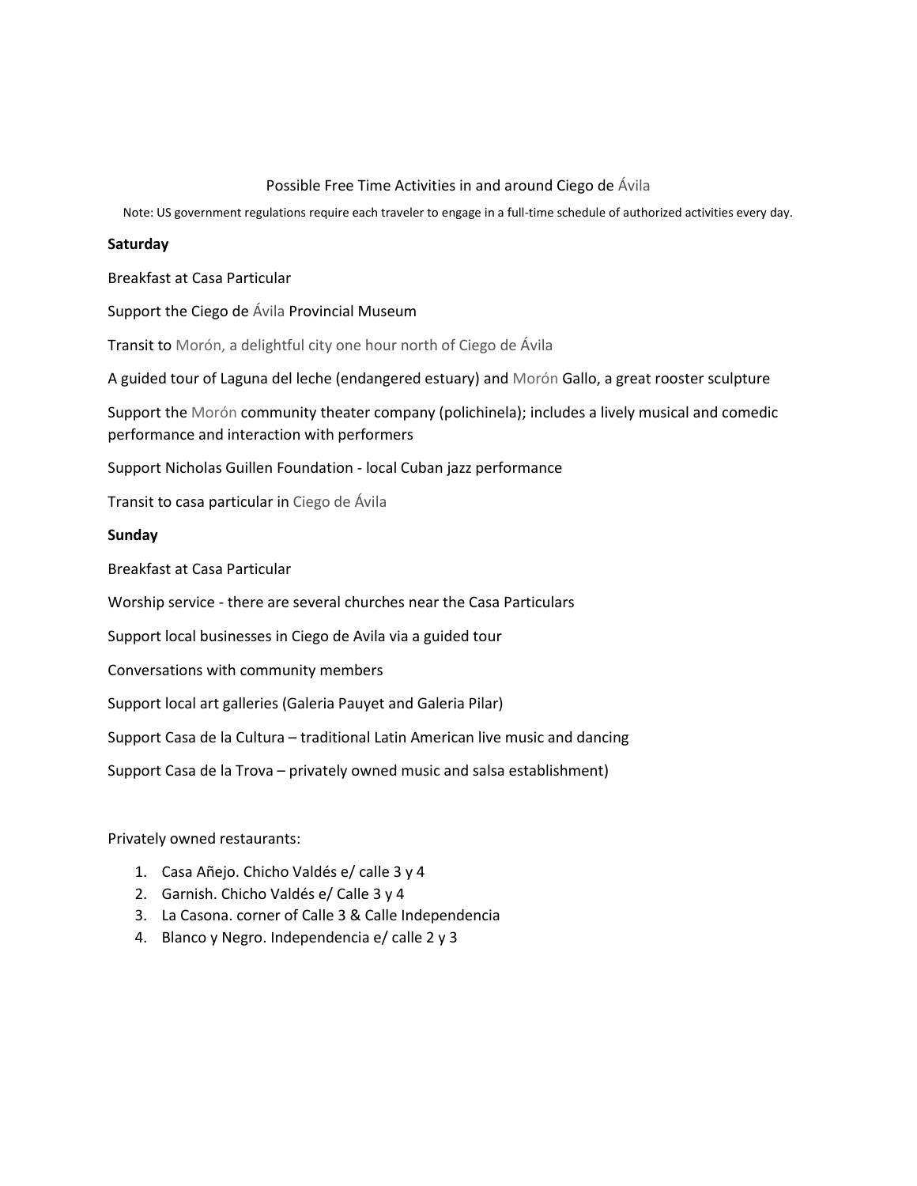Possible Free Time Activities in and around Ciego de Ávila

Note: US government regulations require each traveler to engage in a full-time schedule of authorized activities every day.

**Saturday**

Breakfast at Casa Particular

Support the Ciego de Ávila Provincial Museum

Transit to Morón, a delightful city one hour north of Ciego de Ávila

A guided tour of Laguna del leche (endangered estuary) and Morón Gallo, a great rooster sculpture

Support the Morón community theater company (polichinela); includes a lively musical and comedic performance and interaction with performers

Support Nicholas Guillen Foundation - local Cuban jazz performance

Transit to casa particular in Ciego de Ávila

**Sunday**

Breakfast at Casa Particular

Worship service - there are several churches near the Casa Particulars

Support local businesses in Ciego de Avila via a guided tour

Conversations with community members

Support local art galleries (Galeria Pauyet and Galeria Pilar)

Support Casa de la Cultura – traditional Latin American live music and dancing

Support Casa de la Trova – privately owned music and salsa establishment)

Privately owned restaurants:

1. Casa Añejo. Chicho Valdés e/ calle 3 y 4
2. Garnish. Chicho Valdés e/ Calle 3 y 4
3. La Casona. corner of Calle 3 & Calle Independencia
4. Blanco y Negro. Independencia e/ calle 2 y 3